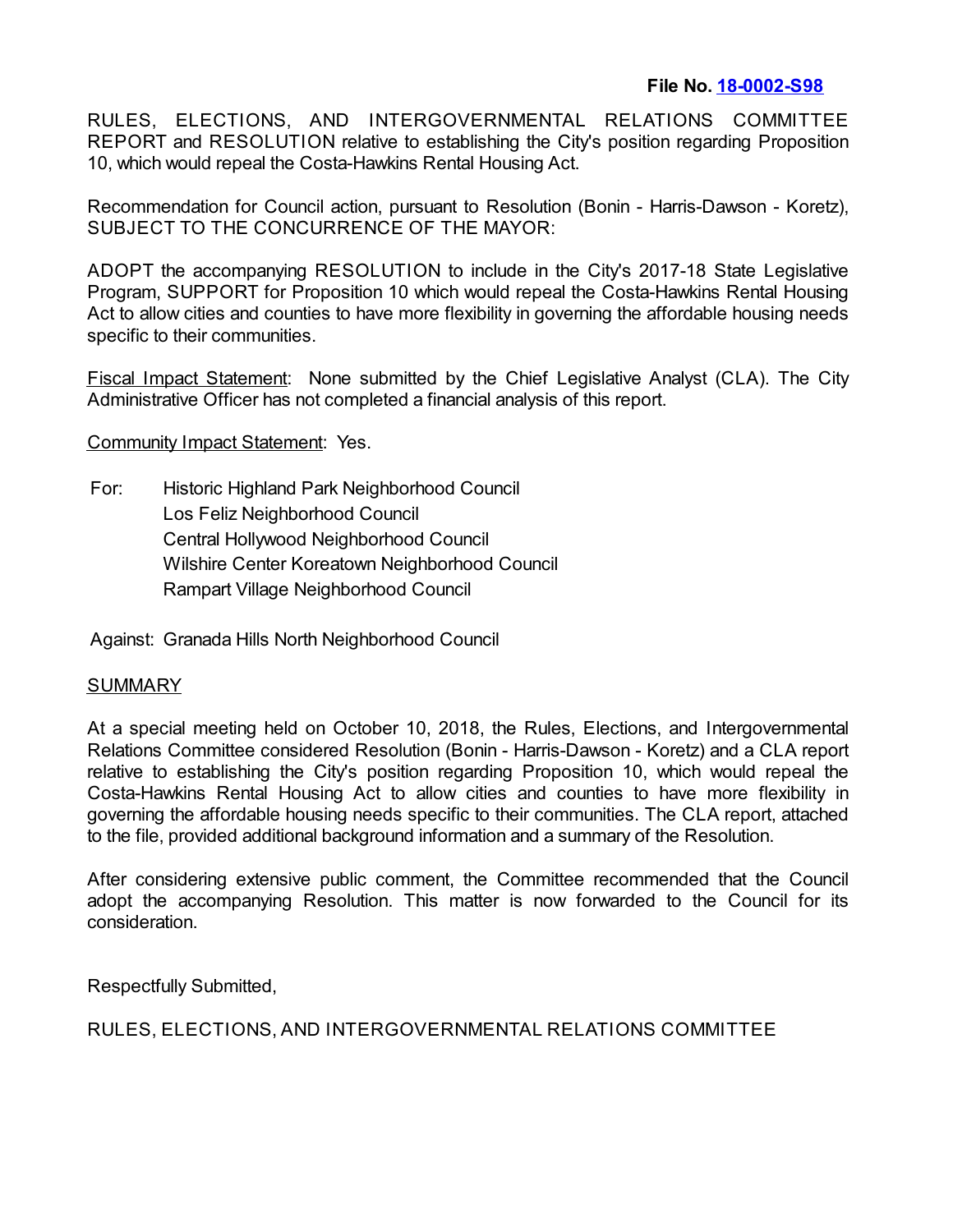**File No. [18-0002-S98]**

RULES, ELECTIONS, AND INTERGOVERNMENTAL RELATIONS COMMITTEE REPORT and RESOLUTION relative to establishing the City's position regarding Proposition 10, which would repeal the Costa-Hawkins Rental Housing Act.

Recommendation for Council action, pursuant to Resolution (Bonin - Harris-Dawson - Koretz), SUBJECT TO THE CONCURRENCE OF THE MAYOR:

ADOPT the accompanying RESOLUTION to include in the City's 2017-18 State Legislative Program, SUPPORT for Proposition 10 which would repeal the Costa-Hawkins Rental Housing Act to allow cities and counties to have more flexibility in governing the affordable housing needs specific to their communities.

Fiscal Impact Statement: None submitted by the Chief Legislative Analyst (CLA). The City Administrative Officer has not completed a financial analysis of this report.

Community Impact Statement: Yes.

For:
- Historic Highland Park Neighborhood Council
- Los Feliz Neighborhood Council
- Central Hollywood Neighborhood Council
- Wilshire Center Koreatown Neighborhood Council
- Rampart Village Neighborhood Council

Against: Granada Hills North Neighborhood Council

## SUMMARY

At a special meeting held on October 10, 2018, the Rules, Elections, and Intergovernmental Relations Committee considered Resolution (Bonin - Harris-Dawson - Koretz) and a CLA report relative to establishing the City's position regarding Proposition 10, which would repeal the Costa-Hawkins Rental Housing Act to allow cities and counties to have more flexibility in governing the affordable housing needs specific to their communities. The CLA report, attached to the file, provided additional background information and a summary of the Resolution.

After considering extensive public comment, the Committee recommended that the Council adopt the accompanying Resolution. This matter is now forwarded to the Council for its consideration.

Respectfully Submitted,

RULES, ELECTIONS, AND INTERGOVERNMENTAL RELATIONS COMMITTEE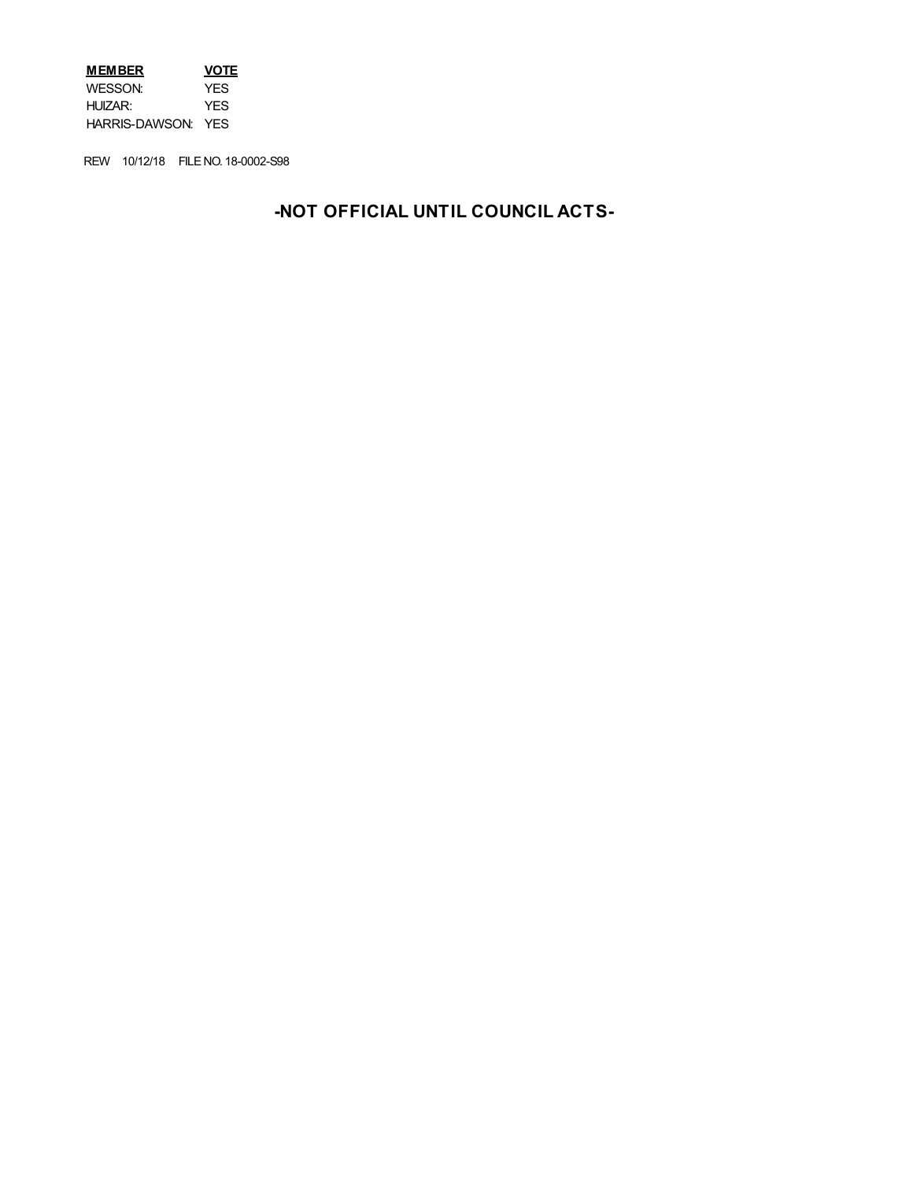| **MEMBER** | **VOTE** |
| --- | --- |
| WESSON: | YES |
| HUIZAR: | YES |
| HARRIS-DAWSON: | YES |

REW 10/12/18 FILE NO. 18-0002-S98

## -NOT OFFICIAL UNTIL COUNCIL ACTS-